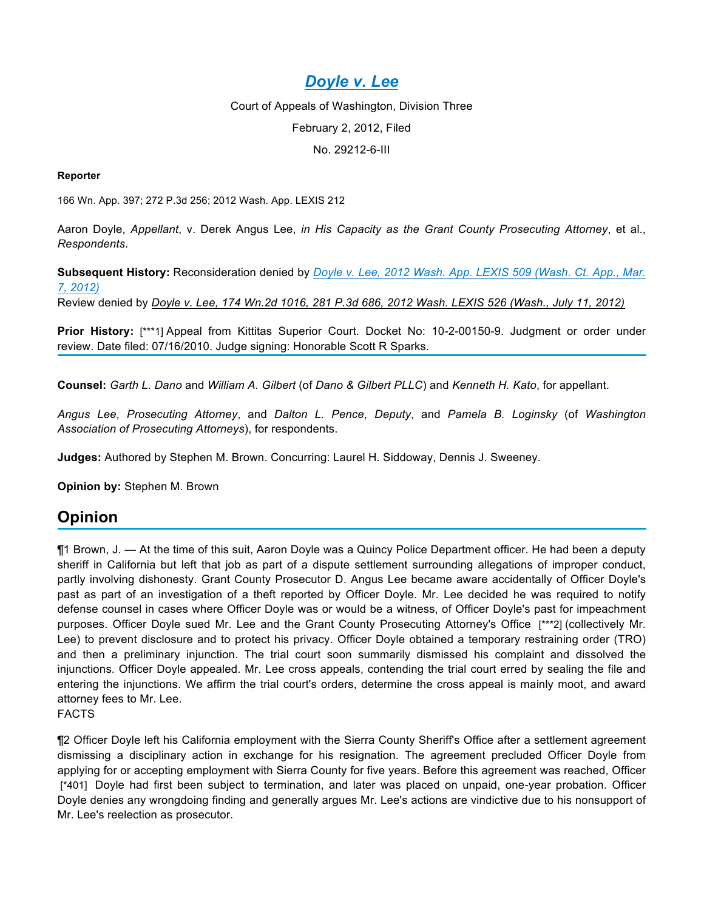# *Doyle v. Lee*

Court of Appeals of Washington, Division Three

February 2, 2012, Filed

No. 29212-6-III

**Reporter**

166 Wn. App. 397; 272 P.3d 256; 2012 Wash. App. LEXIS 212

Aaron Doyle, *Appellant*, v. Derek Angus Lee, *in His Capacity as the Grant County Prosecuting Attorney*, et al., *Respondents*.

**Subsequent History:** Reconsideration denied by *Doyle v. Lee, 2012 Wash. App. LEXIS 509 (Wash. Ct. App., Mar. 7, 2012)*
Review denied by *Doyle v. Lee, 174 Wn.2d 1016, 281 P.3d 686, 2012 Wash. LEXIS 526 (Wash., July 11, 2012)*

**Prior History:** [***1] Appeal from Kittitas Superior Court. Docket No: 10-2-00150-9. Judgment or order under review. Date filed: 07/16/2010. Judge signing: Honorable Scott R Sparks.

**Counsel:** *Garth L. Dano* and *William A. Gilbert* (of *Dano & Gilbert PLLC*) and *Kenneth H. Kato*, for appellant.

*Angus Lee*, *Prosecuting Attorney*, and *Dalton L. Pence*, *Deputy*, and *Pamela B. Loginsky* (of *Washington Association of Prosecuting Attorneys*), for respondents.

**Judges:** Authored by Stephen M. Brown. Concurring: Laurel H. Siddoway, Dennis J. Sweeney.

**Opinion by:** Stephen M. Brown

## Opinion

¶1 Brown, J. — At the time of this suit, Aaron Doyle was a Quincy Police Department officer. He had been a deputy sheriff in California but left that job as part of a dispute settlement surrounding allegations of improper conduct, partly involving dishonesty. Grant County Prosecutor D. Angus Lee became aware accidentally of Officer Doyle's past as part of an investigation of a theft reported by Officer Doyle. Mr. Lee decided he was required to notify defense counsel in cases where Officer Doyle was or would be a witness, of Officer Doyle's past for impeachment purposes. Officer Doyle sued Mr. Lee and the Grant County Prosecuting Attorney's Office [***2] (collectively Mr. Lee) to prevent disclosure and to protect his privacy. Officer Doyle obtained a temporary restraining order (TRO) and then a preliminary injunction. The trial court soon summarily dismissed his complaint and dissolved the injunctions. Officer Doyle appealed. Mr. Lee cross appeals, contending the trial court erred by sealing the file and entering the injunctions. We affirm the trial court's orders, determine the cross appeal is mainly moot, and award attorney fees to Mr. Lee.

FACTS

¶2 Officer Doyle left his California employment with the Sierra County Sheriff's Office after a settlement agreement dismissing a disciplinary action in exchange for his resignation. The agreement precluded Officer Doyle from applying for or accepting employment with Sierra County for five years. Before this agreement was reached, Officer [*401] Doyle had first been subject to termination, and later was placed on unpaid, one-year probation. Officer Doyle denies any wrongdoing finding and generally argues Mr. Lee's actions are vindictive due to his nonsupport of Mr. Lee's reelection as prosecutor.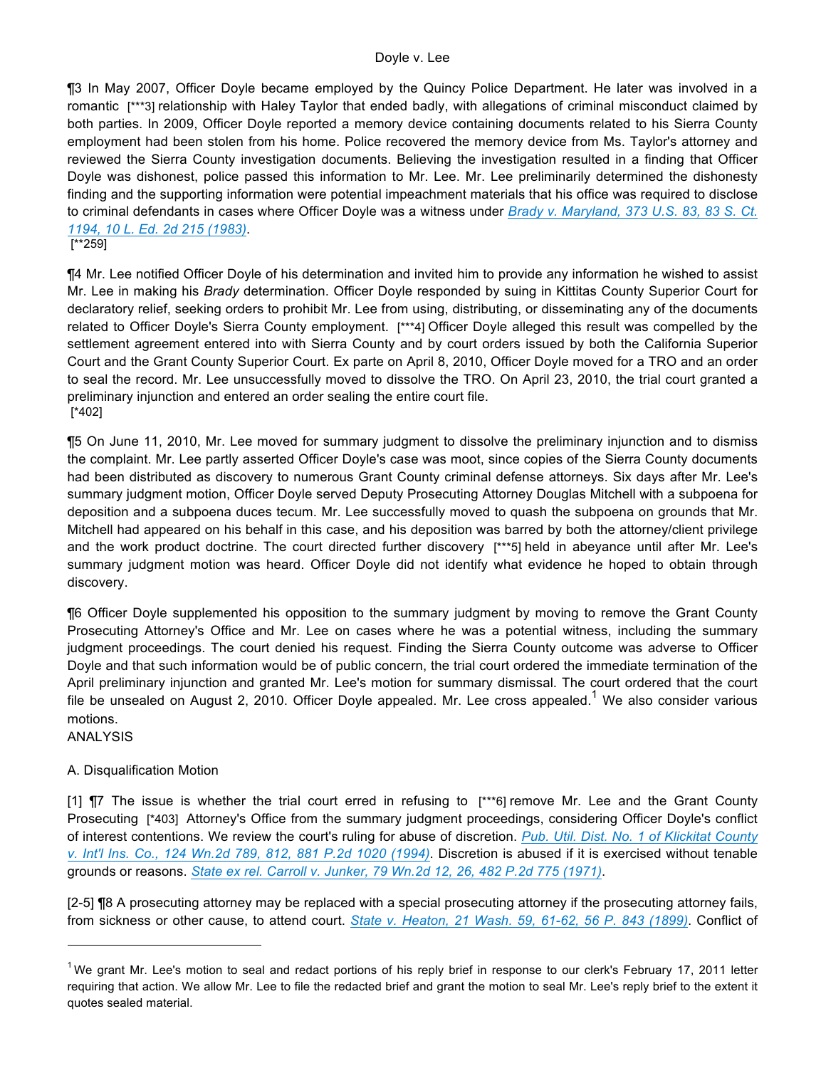¶3 In May 2007, Officer Doyle became employed by the Quincy Police Department. He later was involved in a romantic [***3] relationship with Haley Taylor that ended badly, with allegations of criminal misconduct claimed by both parties. In 2009, Officer Doyle reported a memory device containing documents related to his Sierra County employment had been stolen from his home. Police recovered the memory device from Ms. Taylor's attorney and reviewed the Sierra County investigation documents. Believing the investigation resulted in a finding that Officer Doyle was dishonest, police passed this information to Mr. Lee. Mr. Lee preliminarily determined the dishonesty finding and the supporting information were potential impeachment materials that his office was required to disclose to criminal defendants in cases where Officer Doyle was a witness under *Brady v. Maryland, 373 U.S. 83, 83 S. Ct. 1194, 10 L. Ed. 2d 215 (1983)*.
[**259]

¶4 Mr. Lee notified Officer Doyle of his determination and invited him to provide any information he wished to assist Mr. Lee in making his *Brady* determination. Officer Doyle responded by suing in Kittitas County Superior Court for declaratory relief, seeking orders to prohibit Mr. Lee from using, distributing, or disseminating any of the documents related to Officer Doyle's Sierra County employment. [***4] Officer Doyle alleged this result was compelled by the settlement agreement entered into with Sierra County and by court orders issued by both the California Superior Court and the Grant County Superior Court. Ex parte on April 8, 2010, Officer Doyle moved for a TRO and an order to seal the record. Mr. Lee unsuccessfully moved to dissolve the TRO. On April 23, 2010, the trial court granted a preliminary injunction and entered an order sealing the entire court file.
[*402]

¶5 On June 11, 2010, Mr. Lee moved for summary judgment to dissolve the preliminary injunction and to dismiss the complaint. Mr. Lee partly asserted Officer Doyle's case was moot, since copies of the Sierra County documents had been distributed as discovery to numerous Grant County criminal defense attorneys. Six days after Mr. Lee's summary judgment motion, Officer Doyle served Deputy Prosecuting Attorney Douglas Mitchell with a subpoena for deposition and a subpoena duces tecum. Mr. Lee successfully moved to quash the subpoena on grounds that Mr. Mitchell had appeared on his behalf in this case, and his deposition was barred by both the attorney/client privilege and the work product doctrine. The court directed further discovery [***5] held in abeyance until after Mr. Lee's summary judgment motion was heard. Officer Doyle did not identify what evidence he hoped to obtain through discovery.

¶6 Officer Doyle supplemented his opposition to the summary judgment by moving to remove the Grant County Prosecuting Attorney's Office and Mr. Lee on cases where he was a potential witness, including the summary judgment proceedings. The court denied his request. Finding the Sierra County outcome was adverse to Officer Doyle and that such information would be of public concern, the trial court ordered the immediate termination of the April preliminary injunction and granted Mr. Lee's motion for summary dismissal. The court ordered that the court file be unsealed on August 2, 2010. Officer Doyle appealed. Mr. Lee cross appealed.[1] We also consider various motions.

ANALYSIS

A. Disqualification Motion

[1] ¶7 The issue is whether the trial court erred in refusing to [***6] remove Mr. Lee and the Grant County Prosecuting [*403] Attorney's Office from the summary judgment proceedings, considering Officer Doyle's conflict of interest contentions. We review the court's ruling for abuse of discretion. *Pub. Util. Dist. No. 1 of Klickitat County v. Int'l Ins. Co., 124 Wn.2d 789, 812, 881 P.2d 1020 (1994)*. Discretion is abused if it is exercised without tenable grounds or reasons. *State ex rel. Carroll v. Junker, 79 Wn.2d 12, 26, 482 P.2d 775 (1971)*.

[2-5] ¶8 A prosecuting attorney may be replaced with a special prosecuting attorney if the prosecuting attorney fails, from sickness or other cause, to attend court. *State v. Heaton, 21 Wash. 59, 61-62, 56 P. 843 (1899)*. Conflict of

---

[1] We grant Mr. Lee's motion to seal and redact portions of his reply brief in response to our clerk's February 17, 2011 letter requiring that action. We allow Mr. Lee to file the redacted brief and grant the motion to seal Mr. Lee's reply brief to the extent it quotes sealed material.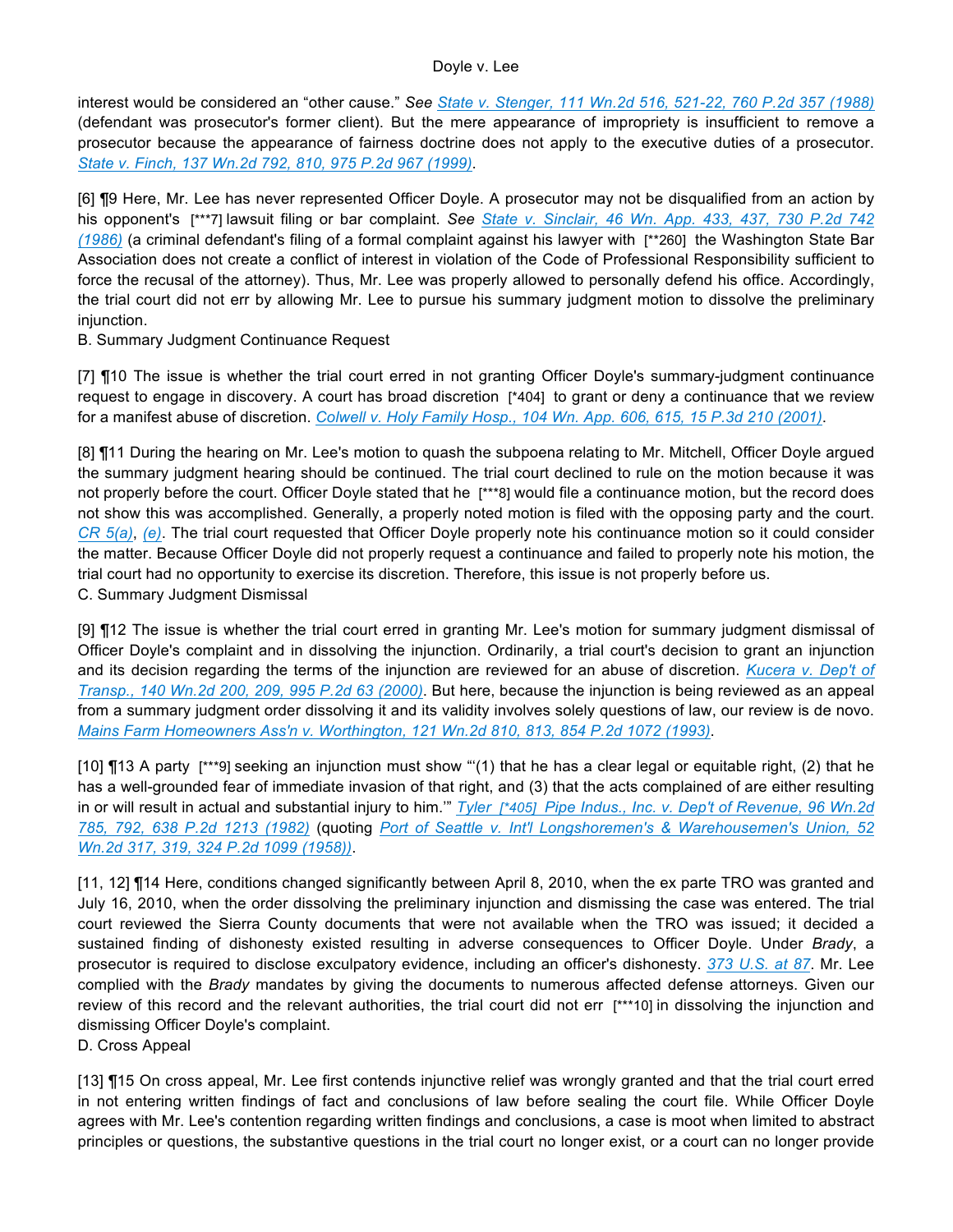interest would be considered an "other cause." *See* [State v. Stenger, 111 Wn.2d 516, 521-22, 760 P.2d 357 (1988)](#) (defendant was prosecutor's former client). But the mere appearance of impropriety is insufficient to remove a prosecutor because the appearance of fairness doctrine does not apply to the executive duties of a prosecutor. [State v. Finch, 137 Wn.2d 792, 810, 975 P.2d 967 (1999)](#).

[6] ¶9 Here, Mr. Lee has never represented Officer Doyle. A prosecutor may not be disqualified from an action by his opponent's [***7] lawsuit filing or bar complaint. *See* [State v. Sinclair, 46 Wn. App. 433, 437, 730 P.2d 742 (1986)](#) (a criminal defendant's filing of a formal complaint against his lawyer with [**260] the Washington State Bar Association does not create a conflict of interest in violation of the Code of Professional Responsibility sufficient to force the recusal of the attorney). Thus, Mr. Lee was properly allowed to personally defend his office. Accordingly, the trial court did not err by allowing Mr. Lee to pursue his summary judgment motion to dissolve the preliminary injunction.

B. Summary Judgment Continuance Request

[7] ¶10 The issue is whether the trial court erred in not granting Officer Doyle's summary-judgment continuance request to engage in discovery. A court has broad discretion [*404] to grant or deny a continuance that we review for a manifest abuse of discretion. [Colwell v. Holy Family Hosp., 104 Wn. App. 606, 615, 15 P.3d 210 (2001)](#).

[8] ¶11 During the hearing on Mr. Lee's motion to quash the subpoena relating to Mr. Mitchell, Officer Doyle argued the summary judgment hearing should be continued. The trial court declined to rule on the motion because it was not properly before the court. Officer Doyle stated that he [***8] would file a continuance motion, but the record does not show this was accomplished. Generally, a properly noted motion is filed with the opposing party and the court. [CR 5(a)](#), [(e)](#). The trial court requested that Officer Doyle properly note his continuance motion so it could consider the matter. Because Officer Doyle did not properly request a continuance and failed to properly note his motion, the trial court had no opportunity to exercise its discretion. Therefore, this issue is not properly before us.

C. Summary Judgment Dismissal

[9] ¶12 The issue is whether the trial court erred in granting Mr. Lee's motion for summary judgment dismissal of Officer Doyle's complaint and in dissolving the injunction. Ordinarily, a trial court's decision to grant an injunction and its decision regarding the terms of the injunction are reviewed for an abuse of discretion. [Kucera v. Dep't of Transp., 140 Wn.2d 200, 209, 995 P.2d 63 (2000)](#). But here, because the injunction is being reviewed as an appeal from a summary judgment order dissolving it and its validity involves solely questions of law, our review is de novo. [Mains Farm Homeowners Ass'n v. Worthington, 121 Wn.2d 810, 813, 854 P.2d 1072 (1993)](#).

[10] ¶13 A party [***9] seeking an injunction must show "'(1) that he has a clear legal or equitable right, (2) that he has a well-grounded fear of immediate invasion of that right, and (3) that the acts complained of are either resulting in or will result in actual and substantial injury to him.'" [Tyler [*405] Pipe Indus., Inc. v. Dep't of Revenue, 96 Wn.2d 785, 792, 638 P.2d 1213 (1982)](#) (quoting [Port of Seattle v. Int'l Longshoremen's & Warehousemen's Union, 52 Wn.2d 317, 319, 324 P.2d 1099 (1958))](#).

[11, 12] ¶14 Here, conditions changed significantly between April 8, 2010, when the ex parte TRO was granted and July 16, 2010, when the order dissolving the preliminary injunction and dismissing the case was entered. The trial court reviewed the Sierra County documents that were not available when the TRO was issued; it decided a sustained finding of dishonesty existed resulting in adverse consequences to Officer Doyle. Under *Brady*, a prosecutor is required to disclose exculpatory evidence, including an officer's dishonesty. [373 U.S. at 87](#). Mr. Lee complied with the *Brady* mandates by giving the documents to numerous affected defense attorneys. Given our review of this record and the relevant authorities, the trial court did not err [***10] in dissolving the injunction and dismissing Officer Doyle's complaint.

D. Cross Appeal

[13] ¶15 On cross appeal, Mr. Lee first contends injunctive relief was wrongly granted and that the trial court erred in not entering written findings of fact and conclusions of law before sealing the court file. While Officer Doyle agrees with Mr. Lee's contention regarding written findings and conclusions, a case is moot when limited to abstract principles or questions, the substantive questions in the trial court no longer exist, or a court can no longer provide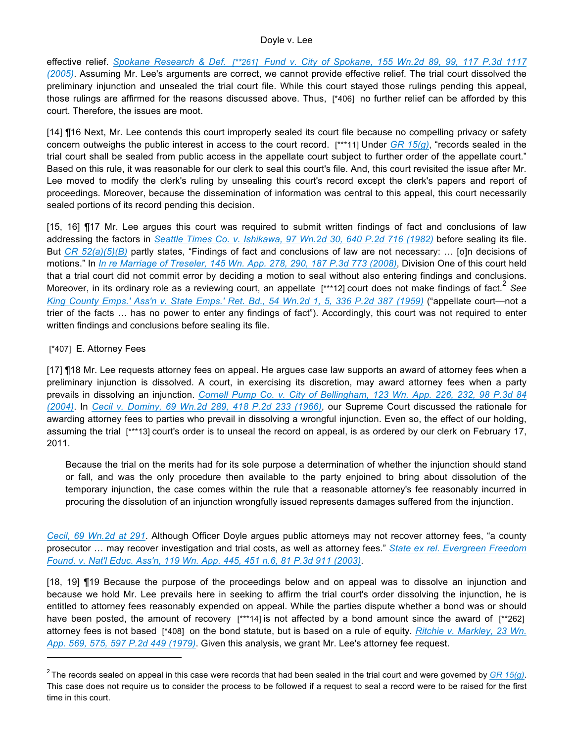effective relief. *Spokane Research & Def. [**261] Fund v. City of Spokane, 155 Wn.2d 89, 99, 117 P.3d 1117 (2005)*. Assuming Mr. Lee's arguments are correct, we cannot provide effective relief. The trial court dissolved the preliminary injunction and unsealed the trial court file. While this court stayed those rulings pending this appeal, those rulings are affirmed for the reasons discussed above. Thus, [*406] no further relief can be afforded by this court. Therefore, the issues are moot.

[14] ¶16 Next, Mr. Lee contends this court improperly sealed its court file because no compelling privacy or safety concern outweighs the public interest in access to the court record. [***11] Under *GR 15(g)*, "records sealed in the trial court shall be sealed from public access in the appellate court subject to further order of the appellate court." Based on this rule, it was reasonable for our clerk to seal this court's file. And, this court revisited the issue after Mr. Lee moved to modify the clerk's ruling by unsealing this court's record except the clerk's papers and report of proceedings. Moreover, because the dissemination of information was central to this appeal, this court necessarily sealed portions of its record pending this decision.

[15, 16] ¶17 Mr. Lee argues this court was required to submit written findings of fact and conclusions of law addressing the factors in *Seattle Times Co. v. Ishikawa, 97 Wn.2d 30, 640 P.2d 716 (1982)* before sealing its file. But *CR 52(a)(5)(B)* partly states, "Findings of fact and conclusions of law are not necessary: … [o]n decisions of motions." In *In re Marriage of Treseler, 145 Wn. App. 278, 290, 187 P.3d 773 (2008)*, Division One of this court held that a trial court did not commit error by deciding a motion to seal without also entering findings and conclusions. Moreover, in its ordinary role as a reviewing court, an appellate [***12] court does not make findings of fact.[2] *See King County Emps.' Ass'n v. State Emps.' Ret. Bd., 54 Wn.2d 1, 5, 336 P.2d 387 (1959)* ("appellate court—not a trier of the facts … has no power to enter any findings of fact"). Accordingly, this court was not required to enter written findings and conclusions before sealing its file.

[*407] E. Attorney Fees

[17] ¶18 Mr. Lee requests attorney fees on appeal. He argues case law supports an award of attorney fees when a preliminary injunction is dissolved. A court, in exercising its discretion, may award attorney fees when a party prevails in dissolving an injunction. *Cornell Pump Co. v. City of Bellingham, 123 Wn. App. 226, 232, 98 P.3d 84 (2004)*. In *Cecil v. Dominy, 69 Wn.2d 289, 418 P.2d 233 (1966)*, our Supreme Court discussed the rationale for awarding attorney fees to parties who prevail in dissolving a wrongful injunction. Even so, the effect of our holding, assuming the trial [***13] court's order is to unseal the record on appeal, is as ordered by our clerk on February 17, 2011.

> Because the trial on the merits had for its sole purpose a determination of whether the injunction should stand or fall, and was the only procedure then available to the party enjoined to bring about dissolution of the temporary injunction, the case comes within the rule that a reasonable attorney's fee reasonably incurred in procuring the dissolution of an injunction wrongfully issued represents damages suffered from the injunction.

*Cecil, 69 Wn.2d at 291*. Although Officer Doyle argues public attorneys may not recover attorney fees, "a county prosecutor … may recover investigation and trial costs, as well as attorney fees." *State ex rel. Evergreen Freedom Found. v. Nat'l Educ. Ass'n, 119 Wn. App. 445, 451 n.6, 81 P.3d 911 (2003)*.

[18, 19] ¶19 Because the purpose of the proceedings below and on appeal was to dissolve an injunction and because we hold Mr. Lee prevails here in seeking to affirm the trial court's order dissolving the injunction, he is entitled to attorney fees reasonably expended on appeal. While the parties dispute whether a bond was or should have been posted, the amount of recovery [***14] is not affected by a bond amount since the award of [**262] attorney fees is not based [*408] on the bond statute, but is based on a rule of equity. *Ritchie v. Markley, 23 Wn. App. 569, 575, 597 P.2d 449 (1979)*. Given this analysis, we grant Mr. Lee's attorney fee request.

---

[2] The records sealed on appeal in this case were records that had been sealed in the trial court and were governed by *GR 15(g)*. This case does not require us to consider the process to be followed if a request to seal a record were to be raised for the first time in this court.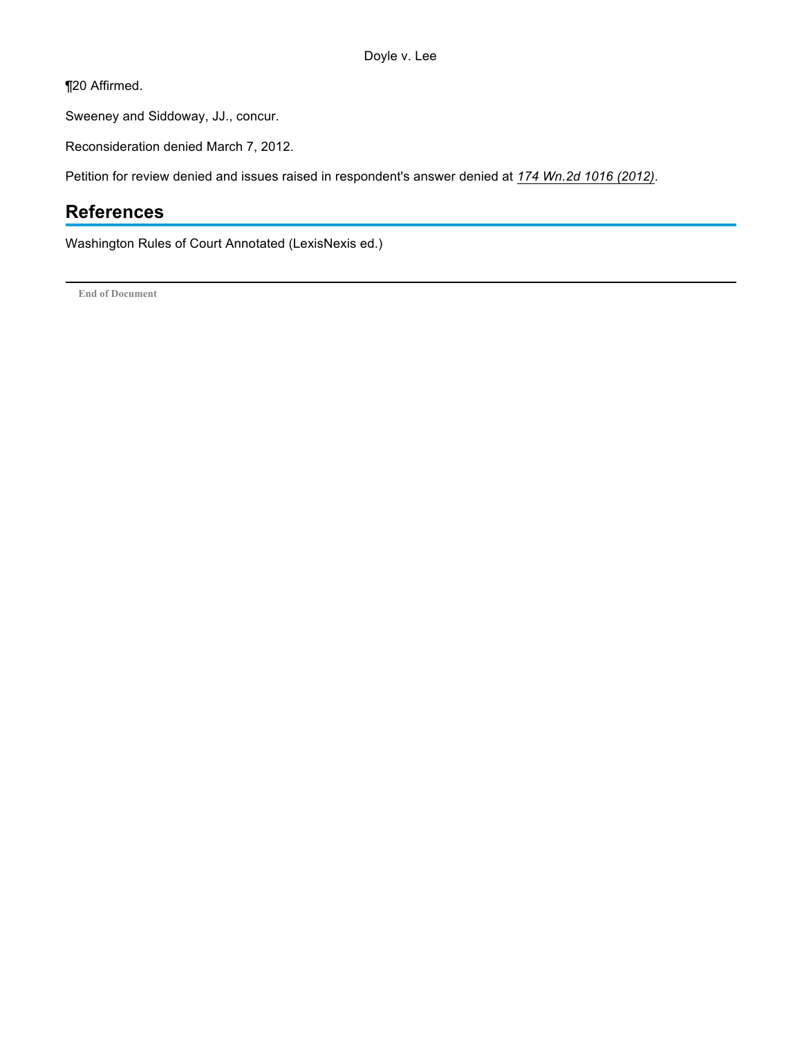¶20 Affirmed.

Sweeney and Siddoway, JJ., concur.

Reconsideration denied March 7, 2012.

Petition for review denied and issues raised in respondent's answer denied at *174 Wn.2d 1016 (2012)*.

## References

Washington Rules of Court Annotated (LexisNexis ed.)

**End of Document**